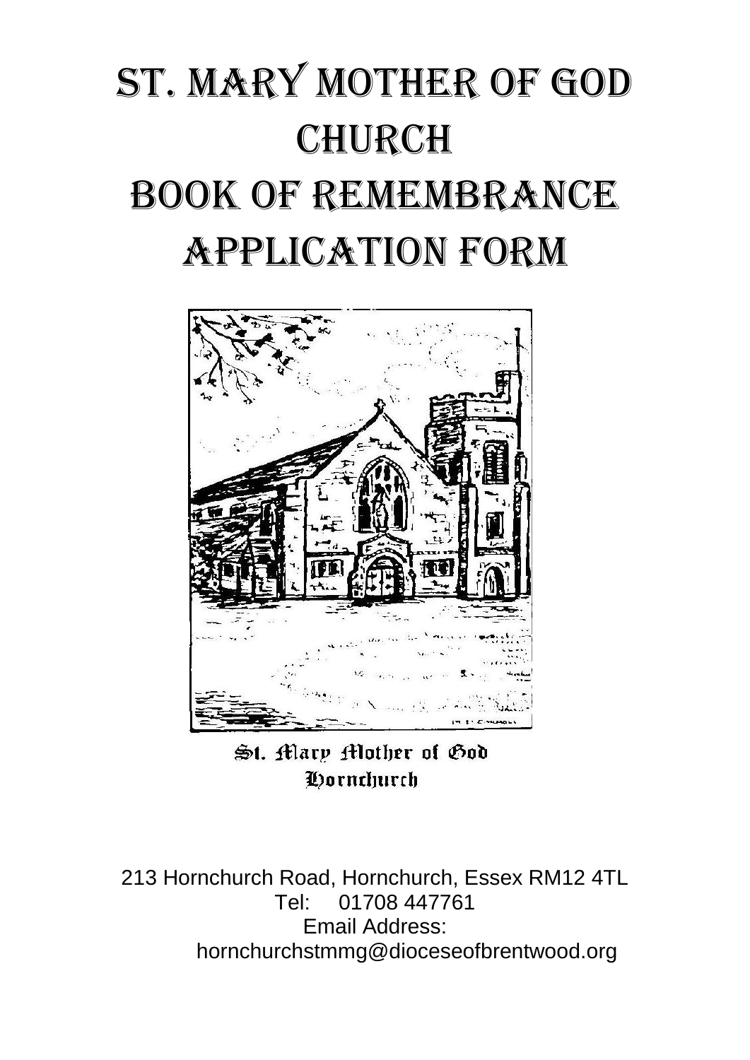# ST. MARY MOTHER OF GOD CHURCH

# BOOK OF REMEMBRANCE APPLICATION FORM

St. Mary Mother of God
Hornchurch

213 Hornchurch Road, Hornchurch, Essex RM12 4TL
Tel: 01708 447761
Email Address:
hornchurchstmmg@dioceseofbrentwood.org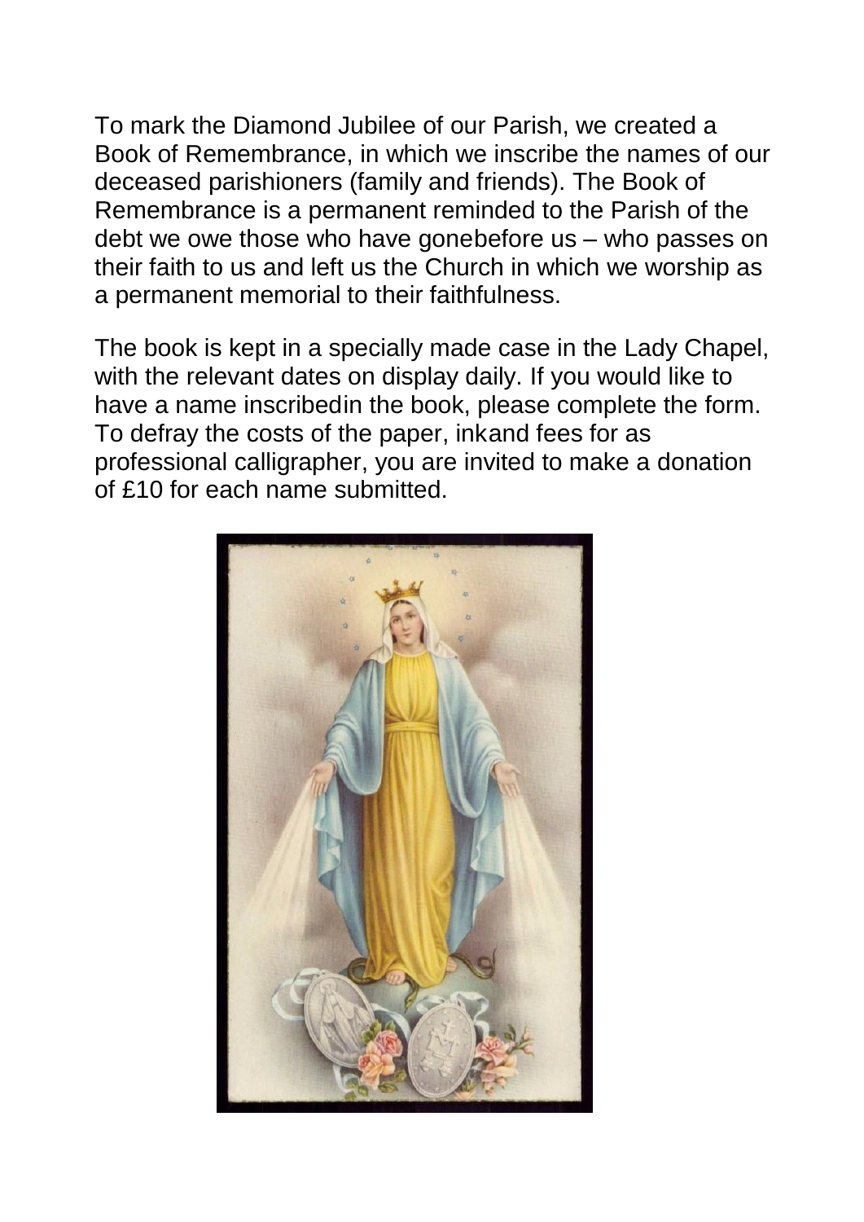To mark the Diamond Jubilee of our Parish, we created a Book of Remembrance, in which we inscribe the names of our deceased parishioners (family and friends). The Book of Remembrance is a permanent reminded to the Parish of the debt we owe those who have gonebefore us – who passes on their faith to us and left us the Church in which we worship as a permanent memorial to their faithfulness.

The book is kept in a specially made case in the Lady Chapel, with the relevant dates on display daily. If you would like to have a name inscribedin the book, please complete the form. To defray the costs of the paper, inkand fees for as professional calligrapher, you are invited to make a donation of £10 for each name submitted.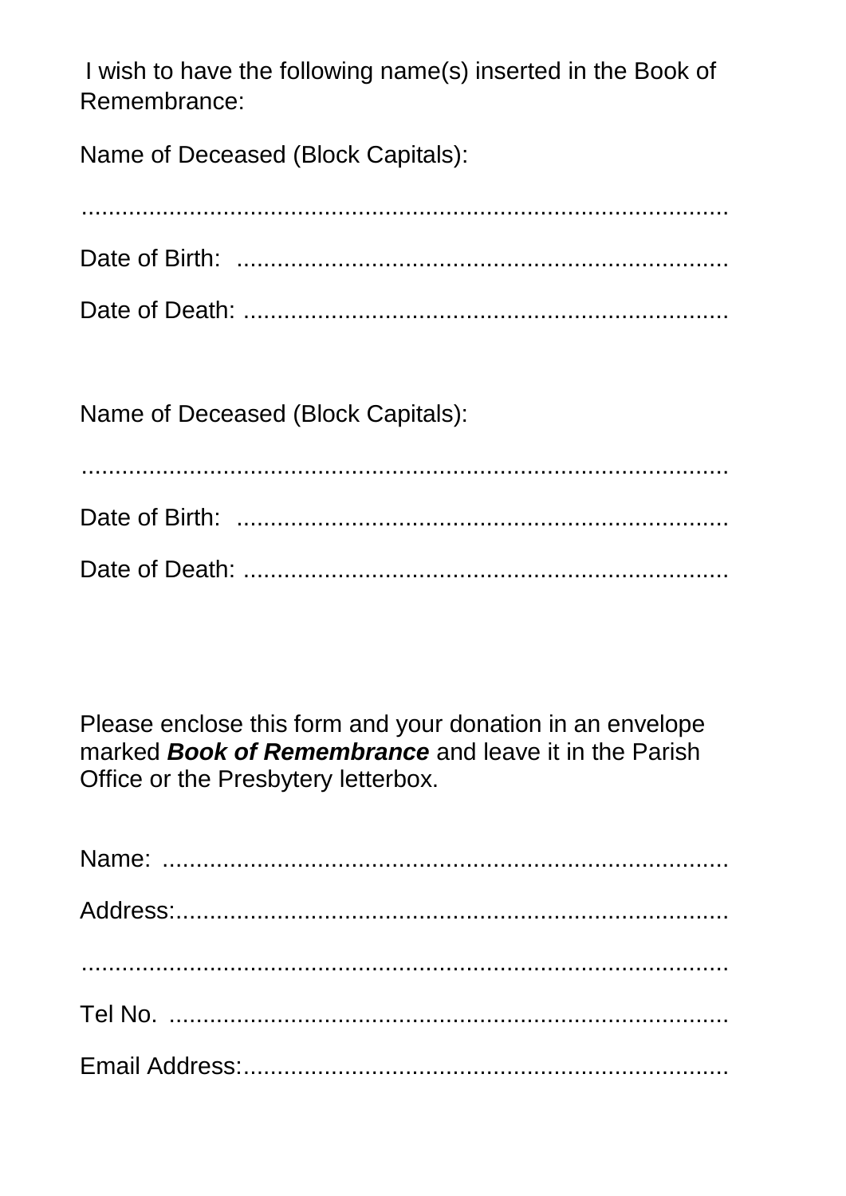I wish to have the following name(s) inserted in the Book of Remembrance:

Name of Deceased (Block Capitals):

..........................................................................................

Date of Birth: ........................................................................

Date of Death: ........................................................................

Name of Deceased (Block Capitals):

..........................................................................................

Date of Birth: ........................................................................

Date of Death: ........................................................................

Please enclose this form and your donation in an envelope marked ***Book of Remembrance*** and leave it in the Parish Office or the Presbytery letterbox.

Name: ....................................................................................

Address:..................................................................................

..........................................................................................

Tel No. ...................................................................................

Email Address:........................................................................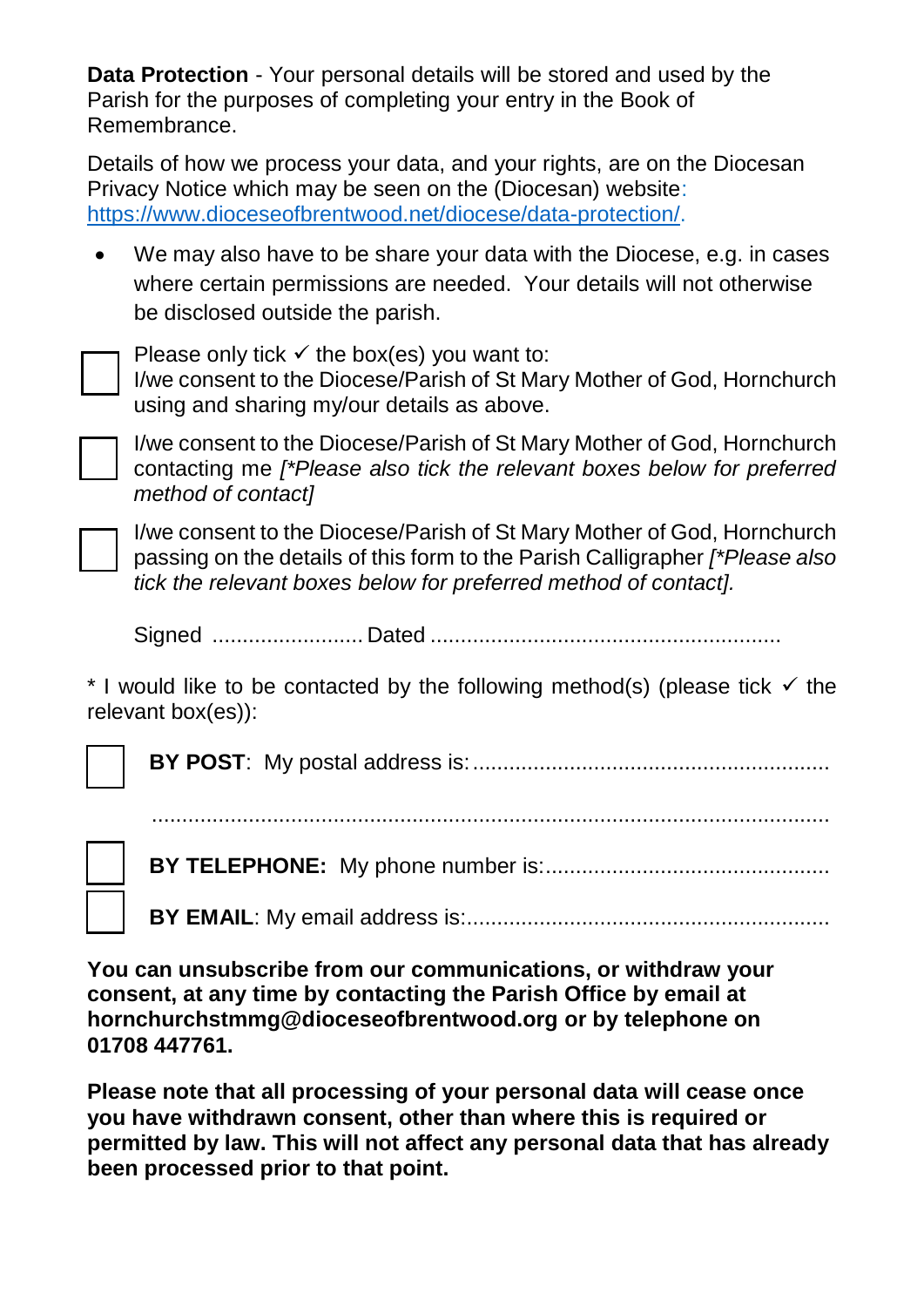**Data Protection** - Your personal details will be stored and used by the Parish for the purposes of completing your entry in the Book of Remembrance.

Details of how we process your data, and your rights, are on the Diocesan Privacy Notice which may be seen on the (Diocesan) website: https://www.dioceseofbrentwood.net/diocese/data-protection/.

- We may also have to be share your data with the Diocese, e.g. in cases where certain permissions are needed. Your details will not otherwise be disclosed outside the parish.

☐ Please only tick ✓ the box(es) you want to:
I/we consent to the Diocese/Parish of St Mary Mother of God, Hornchurch using and sharing my/our details as above.

☐ I/we consent to the Diocese/Parish of St Mary Mother of God, Hornchurch contacting me *[*Please also tick the relevant boxes below for preferred method of contact]*

☐ I/we consent to the Diocese/Parish of St Mary Mother of God, Hornchurch passing on the details of this form to the Parish Calligrapher *[*Please also tick the relevant boxes below for preferred method of contact].*

Signed ......................... Dated .........................................................

* I would like to be contacted by the following method(s) (please tick ✓ the relevant box(es)):

☐ **BY POST**: My postal address is: .........................................................

..................................................................................................................

☐ **BY TELEPHONE:** My phone number is: ..............................................

☐ **BY EMAIL**: My email address is: ..........................................................

**You can unsubscribe from our communications, or withdraw your consent, at any time by contacting the Parish Office by email at hornchurchstmmg@dioceseofbrentwood.org or by telephone on 01708 447761.**

**Please note that all processing of your personal data will cease once you have withdrawn consent, other than where this is required or permitted by law. This will not affect any personal data that has already been processed prior to that point.**